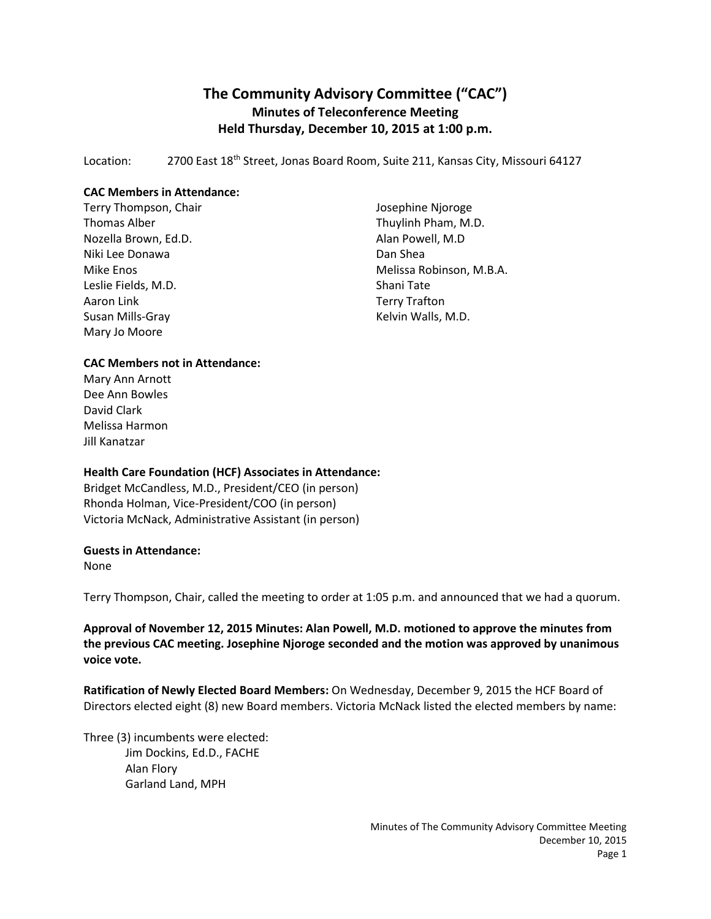# The Community Advisory Committee ("CAC")
## Minutes of Teleconference Meeting
## Held Thursday, December 10, 2015 at 1:00 p.m.

Location: 2700 East 18th Street, Jonas Board Room, Suite 211, Kansas City, Missouri 64127

**CAC Members in Attendance:**

Terry Thompson, Chair
Thomas Alber
Nozella Brown, Ed.D.
Niki Lee Donawa
Mike Enos
Leslie Fields, M.D.
Aaron Link
Susan Mills-Gray
Mary Jo Moore
Josephine Njoroge
Thuylinh Pham, M.D.
Alan Powell, M.D
Dan Shea
Melissa Robinson, M.B.A.
Shani Tate
Terry Trafton
Kelvin Walls, M.D.

**CAC Members not in Attendance:**

Mary Ann Arnott
Dee Ann Bowles
David Clark
Melissa Harmon
Jill Kanatzar

**Health Care Foundation (HCF) Associates in Attendance:**

Bridget McCandless, M.D., President/CEO (in person)
Rhonda Holman, Vice-President/COO (in person)
Victoria McNack, Administrative Assistant (in person)

**Guests in Attendance:**

None

Terry Thompson, Chair, called the meeting to order at 1:05 p.m. and announced that we had a quorum.

**Approval of November 12, 2015 Minutes: Alan Powell, M.D. motioned to approve the minutes from the previous CAC meeting. Josephine Njoroge seconded and the motion was approved by unanimous voice vote.**

**Ratification of Newly Elected Board Members:** On Wednesday, December 9, 2015 the HCF Board of Directors elected eight (8) new Board members. Victoria McNack listed the elected members by name:

Three (3) incumbents were elected:

- Jim Dockins, Ed.D., FACHE
- Alan Flory
- Garland Land, MPH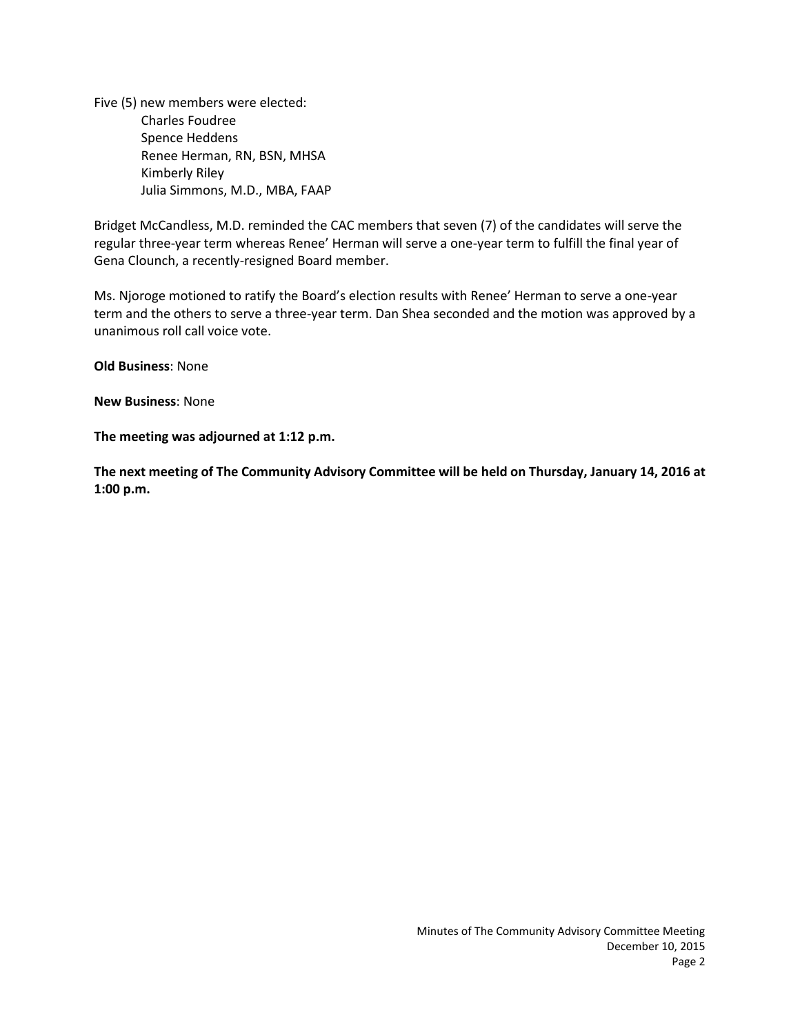Five (5) new members were elected:

- Charles Foudree
- Spence Heddens
- Renee Herman, RN, BSN, MHSA
- Kimberly Riley
- Julia Simmons, M.D., MBA, FAAP

Bridget McCandless, M.D. reminded the CAC members that seven (7) of the candidates will serve the regular three-year term whereas Renee' Herman will serve a one-year term to fulfill the final year of Gena Clounch, a recently-resigned Board member.

Ms. Njoroge motioned to ratify the Board's election results with Renee' Herman to serve a one-year term and the others to serve a three-year term. Dan Shea seconded and the motion was approved by a unanimous roll call voice vote.

**Old Business**: None

**New Business**: None

**The meeting was adjourned at 1:12 p.m.**

**The next meeting of The Community Advisory Committee will be held on Thursday, January 14, 2016 at 1:00 p.m.**